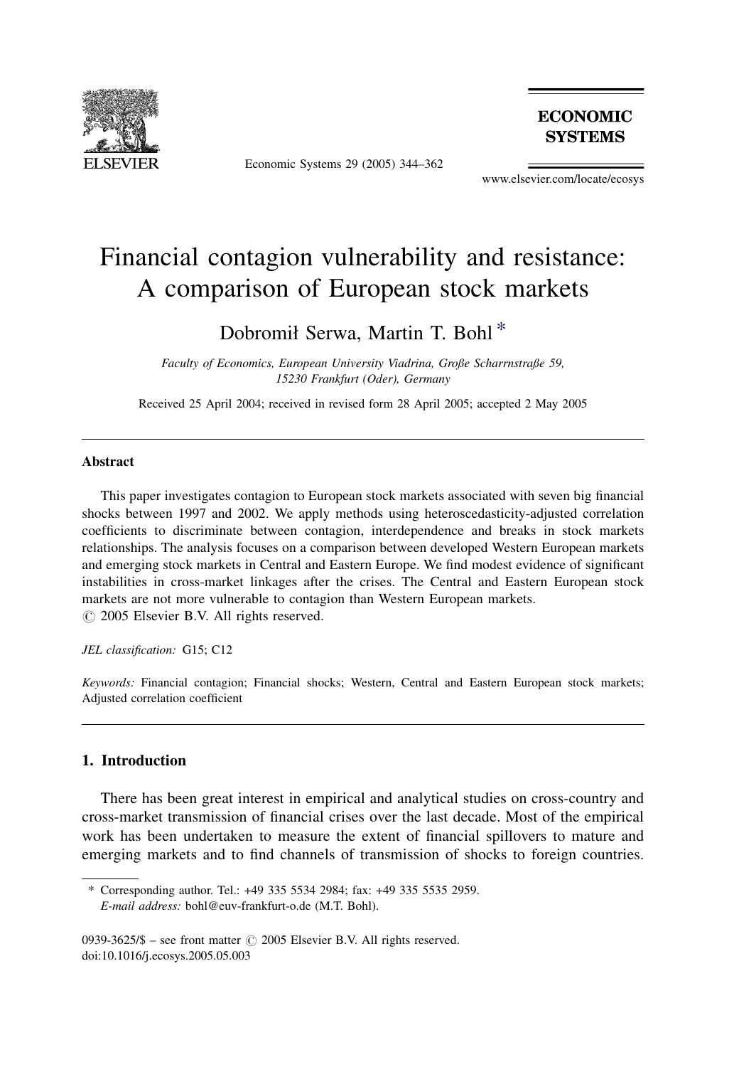# Financial contagion vulnerability and resistance: A comparison of European stock markets

Dobromił Serwa, Martin T. Bohl *

*Faculty of Economics, European University Viadrina, Große Scharrnstraße 59, 15230 Frankfurt (Oder), Germany*

Received 25 April 2004; received in revised form 28 April 2005; accepted 2 May 2005

## Abstract

This paper investigates contagion to European stock markets associated with seven big financial shocks between 1997 and 2002. We apply methods using heteroscedasticity-adjusted correlation coefficients to discriminate between contagion, interdependence and breaks in stock markets relationships. The analysis focuses on a comparison between developed Western European markets and emerging stock markets in Central and Eastern Europe. We find modest evidence of significant instabilities in cross-market linkages after the crises. The Central and Eastern European stock markets are not more vulnerable to contagion than Western European markets.

© 2005 Elsevier B.V. All rights reserved.

*JEL classification:* G15; C12

*Keywords:* Financial contagion; Financial shocks; Western, Central and Eastern European stock markets; Adjusted correlation coefficient

## 1. Introduction

There has been great interest in empirical and analytical studies on cross-country and cross-market transmission of financial crises over the last decade. Most of the empirical work has been undertaken to measure the extent of financial spillovers to mature and emerging markets and to find channels of transmission of shocks to foreign countries.

---

* Corresponding author. Tel.: +49 335 5534 2984; fax: +49 335 5535 2959.
*E-mail address:* bohl@euv-frankfurt-o.de (M.T. Bohl).

0939-3625/$ – see front matter © 2005 Elsevier B.V. All rights reserved.
doi:10.1016/j.ecosys.2005.05.003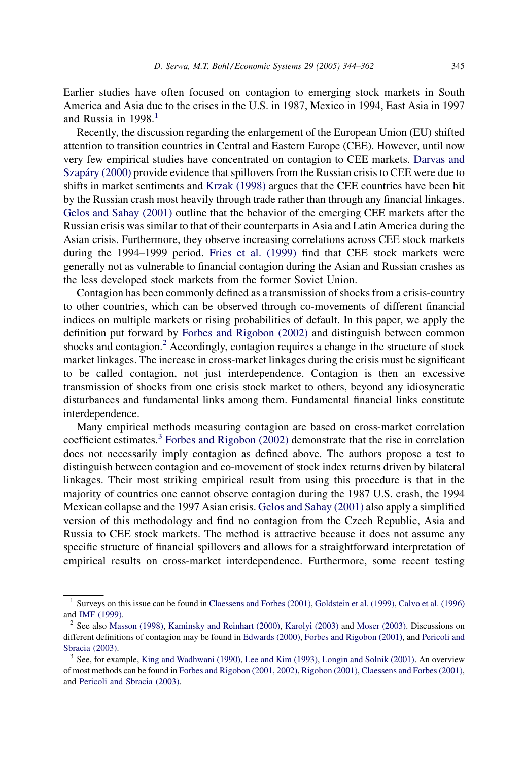Earlier studies have often focused on contagion to emerging stock markets in South America and Asia due to the crises in the U.S. in 1987, Mexico in 1994, East Asia in 1997 and Russia in 1998.[1]

Recently, the discussion regarding the enlargement of the European Union (EU) shifted attention to transition countries in Central and Eastern Europe (CEE). However, until now very few empirical studies have concentrated on contagion to CEE markets. Darvas and Szapáry (2000) provide evidence that spillovers from the Russian crisis to CEE were due to shifts in market sentiments and Krzak (1998) argues that the CEE countries have been hit by the Russian crash most heavily through trade rather than through any financial linkages. Gelos and Sahay (2001) outline that the behavior of the emerging CEE markets after the Russian crisis was similar to that of their counterparts in Asia and Latin America during the Asian crisis. Furthermore, they observe increasing correlations across CEE stock markets during the 1994–1999 period. Fries et al. (1999) find that CEE stock markets were generally not as vulnerable to financial contagion during the Asian and Russian crashes as the less developed stock markets from the former Soviet Union.

Contagion has been commonly defined as a transmission of shocks from a crisis-country to other countries, which can be observed through co-movements of different financial indices on multiple markets or rising probabilities of default. In this paper, we apply the definition put forward by Forbes and Rigobon (2002) and distinguish between common shocks and contagion.[2] Accordingly, contagion requires a change in the structure of stock market linkages. The increase in cross-market linkages during the crisis must be significant to be called contagion, not just interdependence. Contagion is then an excessive transmission of shocks from one crisis stock market to others, beyond any idiosyncratic disturbances and fundamental links among them. Fundamental financial links constitute interdependence.

Many empirical methods measuring contagion are based on cross-market correlation coefficient estimates.[3] Forbes and Rigobon (2002) demonstrate that the rise in correlation does not necessarily imply contagion as defined above. The authors propose a test to distinguish between contagion and co-movement of stock index returns driven by bilateral linkages. Their most striking empirical result from using this procedure is that in the majority of countries one cannot observe contagion during the 1987 U.S. crash, the 1994 Mexican collapse and the 1997 Asian crisis. Gelos and Sahay (2001) also apply a simplified version of this methodology and find no contagion from the Czech Republic, Asia and Russia to CEE stock markets. The method is attractive because it does not assume any specific structure of financial spillovers and allows for a straightforward interpretation of empirical results on cross-market interdependence. Furthermore, some recent testing

---

[1] Surveys on this issue can be found in Claessens and Forbes (2001), Goldstein et al. (1999), Calvo et al. (1996) and IMF (1999).

[2] See also Masson (1998), Kaminsky and Reinhart (2000), Karolyi (2003) and Moser (2003). Discussions on different definitions of contagion may be found in Edwards (2000), Forbes and Rigobon (2001), and Pericoli and Sbracia (2003).

[3] See, for example, King and Wadhwani (1990), Lee and Kim (1993), Longin and Solnik (2001). An overview of most methods can be found in Forbes and Rigobon (2001, 2002), Rigobon (2001), Claessens and Forbes (2001), and Pericoli and Sbracia (2003).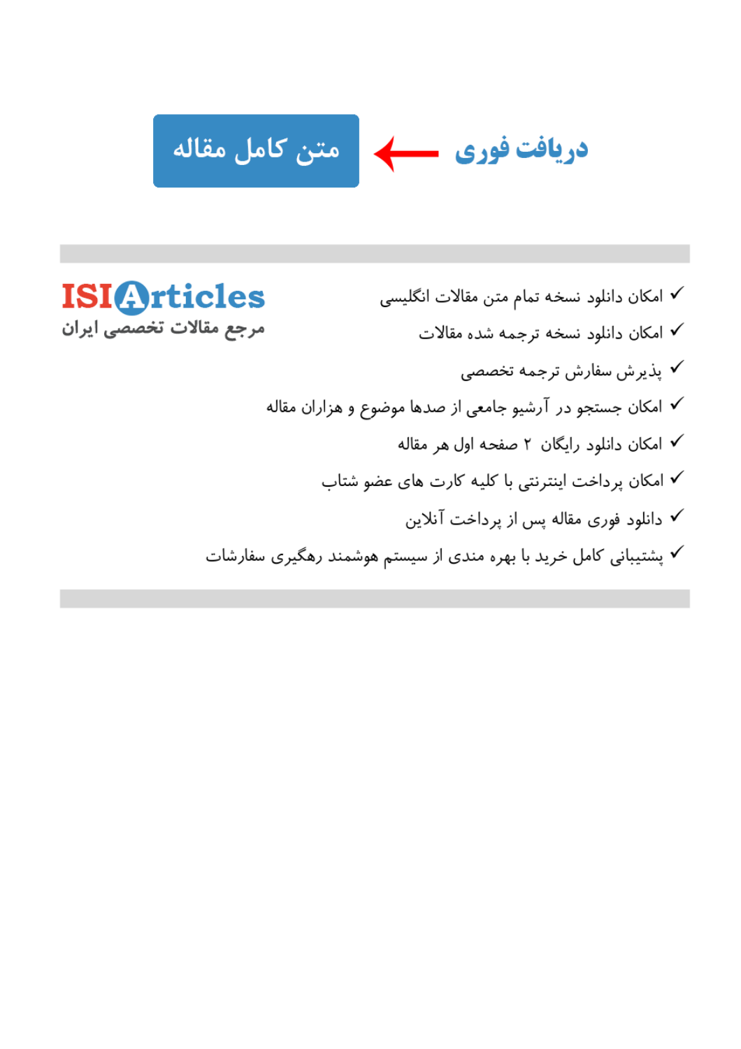**متن کامل مقاله** ← **دریافت فوری**

**ISIArticles**

**مرجع مقالات تخصصی ایران**

- ✓ امکان دانلود نسخه تمام متن مقالات انگلیسی
- ✓ امکان دانلود نسخه ترجمه شده مقالات
- ✓ پذیرش سفارش ترجمه تخصصی
- ✓ امکان جستجو در آرشیو جامعی از صدها موضوع و هزاران مقاله
- ✓ امکان دانلود رایگان ۲ صفحه اول هر مقاله
- ✓ امکان پرداخت اینترنتی با کلیه کارت های عضو شتاب
- ✓ دانلود فوری مقاله پس از پرداخت آنلاین
- ✓ پشتیبانی کامل خرید با بهره مندی از سیستم هوشمند رهگیری سفارشات